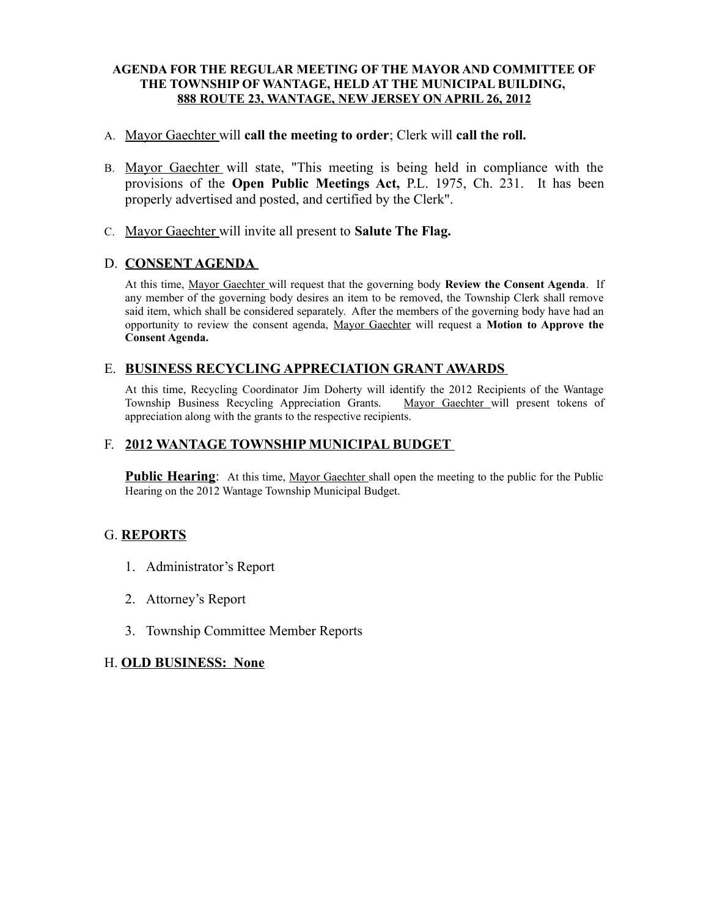**AGENDA FOR THE REGULAR MEETING OF THE MAYOR AND COMMITTEE OF THE TOWNSHIP OF WANTAGE, HELD AT THE MUNICIPAL BUILDING, 888 ROUTE 23, WANTAGE, NEW JERSEY ON APRIL 26, 2012**

A. Mayor Gaechter will **call the meeting to order**; Clerk will **call the roll.**

B. Mayor Gaechter will state, "This meeting is being held in compliance with the provisions of the **Open Public Meetings Act,** P.L. 1975, Ch. 231. It has been properly advertised and posted, and certified by the Clerk".

C. Mayor Gaechter will invite all present to **Salute The Flag.**

## D. CONSENT AGENDA

At this time, Mayor Gaechter will request that the governing body **Review the Consent Agenda**. If any member of the governing body desires an item to be removed, the Township Clerk shall remove said item, which shall be considered separately. After the members of the governing body have had an opportunity to review the consent agenda, Mayor Gaechter will request a **Motion to Approve the Consent Agenda.**

## E. BUSINESS RECYCLING APPRECIATION GRANT AWARDS

At this time, Recycling Coordinator Jim Doherty will identify the 2012 Recipients of the Wantage Township Business Recycling Appreciation Grants. Mayor Gaechter will present tokens of appreciation along with the grants to the respective recipients.

## F. 2012 WANTAGE TOWNSHIP MUNICIPAL BUDGET

**Public Hearing**: At this time, Mayor Gaechter shall open the meeting to the public for the Public Hearing on the 2012 Wantage Township Municipal Budget.

## G. REPORTS

1. Administrator's Report
2. Attorney's Report
3. Township Committee Member Reports

## H. OLD BUSINESS: None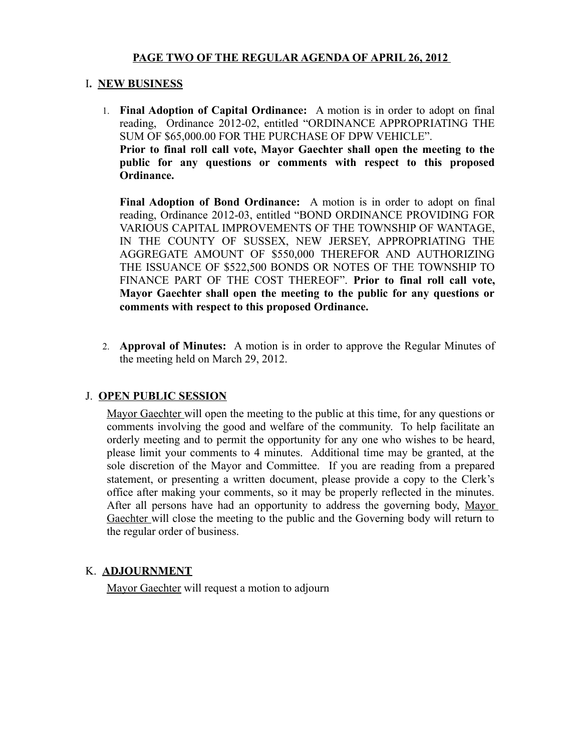**PAGE TWO OF THE REGULAR AGENDA OF APRIL 26, 2012**

## I. NEW BUSINESS

1. **Final Adoption of Capital Ordinance:** A motion is in order to adopt on final reading, Ordinance 2012-02, entitled "ORDINANCE APPROPRIATING THE SUM OF $65,000.00 FOR THE PURCHASE OF DPW VEHICLE".
   **Prior to final roll call vote, Mayor Gaechter shall open the meeting to the public for any questions or comments with respect to this proposed Ordinance.**

   **Final Adoption of Bond Ordinance:** A motion is in order to adopt on final reading, Ordinance 2012-03, entitled "BOND ORDINANCE PROVIDING FOR VARIOUS CAPITAL IMPROVEMENTS OF THE TOWNSHIP OF WANTAGE, IN THE COUNTY OF SUSSEX, NEW JERSEY, APPROPRIATING THE AGGREGATE AMOUNT OF $550,000 THEREFOR AND AUTHORIZING THE ISSUANCE OF $522,500 BONDS OR NOTES OF THE TOWNSHIP TO FINANCE PART OF THE COST THEREOF". **Prior to final roll call vote, Mayor Gaechter shall open the meeting to the public for any questions or comments with respect to this proposed Ordinance.**

2. **Approval of Minutes:** A motion is in order to approve the Regular Minutes of the meeting held on March 29, 2012.

## J. OPEN PUBLIC SESSION

Mayor Gaechter will open the meeting to the public at this time, for any questions or comments involving the good and welfare of the community. To help facilitate an orderly meeting and to permit the opportunity for any one who wishes to be heard, please limit your comments to 4 minutes. Additional time may be granted, at the sole discretion of the Mayor and Committee. If you are reading from a prepared statement, or presenting a written document, please provide a copy to the Clerk's office after making your comments, so it may be properly reflected in the minutes. After all persons have had an opportunity to address the governing body, Mayor Gaechter will close the meeting to the public and the Governing body will return to the regular order of business.

## K. ADJOURNMENT

Mayor Gaechter will request a motion to adjourn